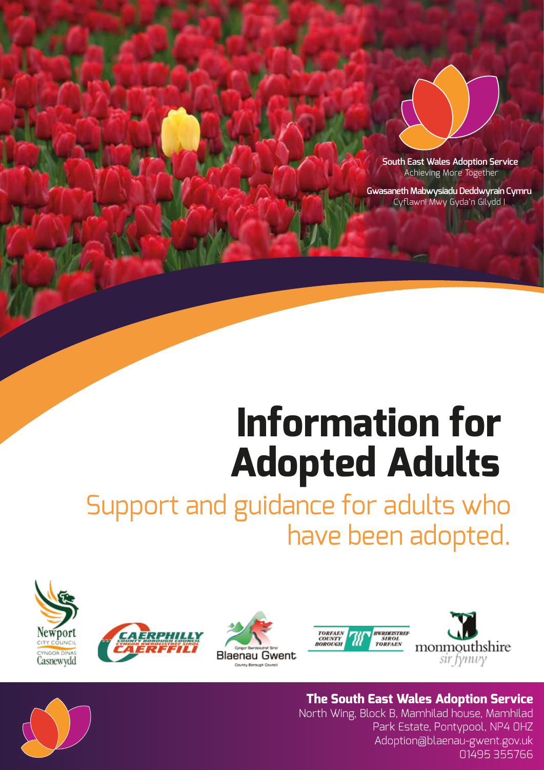**South East Wales Adoption Service**
Achieving More Together

**Gwasaneth Mabwysiadu Deddwyrain Cymru**
Cyflawni Mwy Gyda'n Gilydd I

# Information for Adopted Adults

## Support and guidance for adults who have been adopted.

Newport City Council / Cyngor Dinas Casnewydd

Caerphilly County Borough Council / Cyngor Bwrdeistref Sirol Caerffili

Cyngor Bwrdeistref Sirol Blaenau Gwent County Borough Council

Torfaen County Borough / Bwrdeistref Sirol Torfaen

monmouthshire sir fynwy

**The South East Wales Adoption Service**
North Wing, Block B, Mamhilad house, Mamhilad Park Estate, Pontypool, NP4 0HZ
Adoption@blaenau-gwent.gov.uk
01495 355766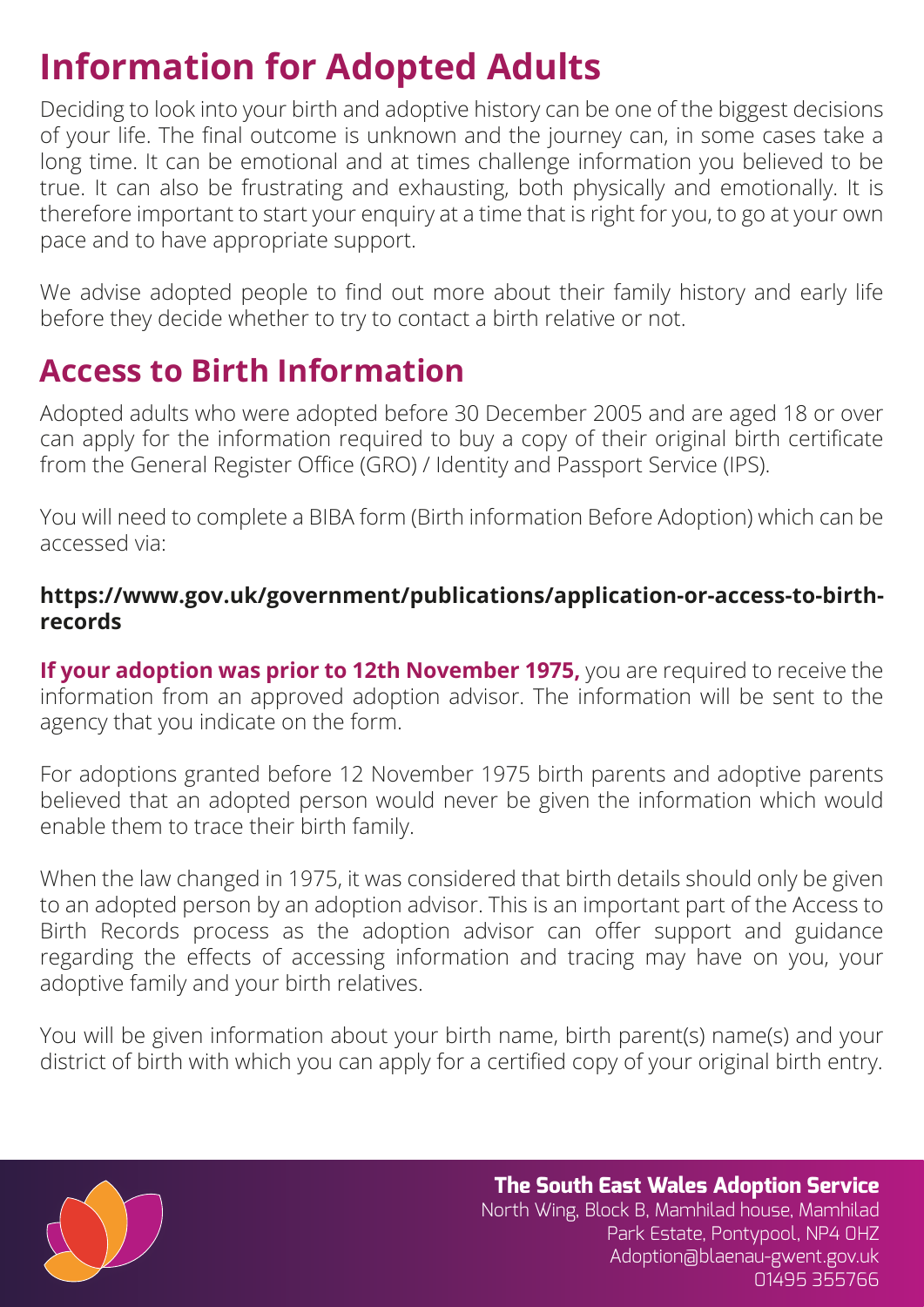# Information for Adopted Adults

Deciding to look into your birth and adoptive history can be one of the biggest decisions of your life. The final outcome is unknown and the journey can, in some cases take a long time. It can be emotional and at times challenge information you believed to be true. It can also be frustrating and exhausting, both physically and emotionally. It is therefore important to start your enquiry at a time that is right for you, to go at your own pace and to have appropriate support.

We advise adopted people to find out more about their family history and early life before they decide whether to try to contact a birth relative or not.

## Access to Birth Information

Adopted adults who were adopted before 30 December 2005 and are aged 18 or over can apply for the information required to buy a copy of their original birth certificate from the General Register Office (GRO) / Identity and Passport Service (IPS).

You will need to complete a BIBA form (Birth information Before Adoption) which can be accessed via:

**https://www.gov.uk/government/publications/application-or-access-to-birth-records**

**If your adoption was prior to 12th November 1975,** you are required to receive the information from an approved adoption advisor. The information will be sent to the agency that you indicate on the form.

For adoptions granted before 12 November 1975 birth parents and adoptive parents believed that an adopted person would never be given the information which would enable them to trace their birth family.

When the law changed in 1975, it was considered that birth details should only be given to an adopted person by an adoption advisor. This is an important part of the Access to Birth Records process as the adoption advisor can offer support and guidance regarding the effects of accessing information and tracing may have on you, your adoptive family and your birth relatives.

You will be given information about your birth name, birth parent(s) name(s) and your district of birth with which you can apply for a certified copy of your original birth entry.

**The South East Wales Adoption Service**
North Wing, Block B, Mamhilad house, Mamhilad
Park Estate, Pontypool, NP4 0HZ
Adoption@blaenau-gwent.gov.uk
01495 355766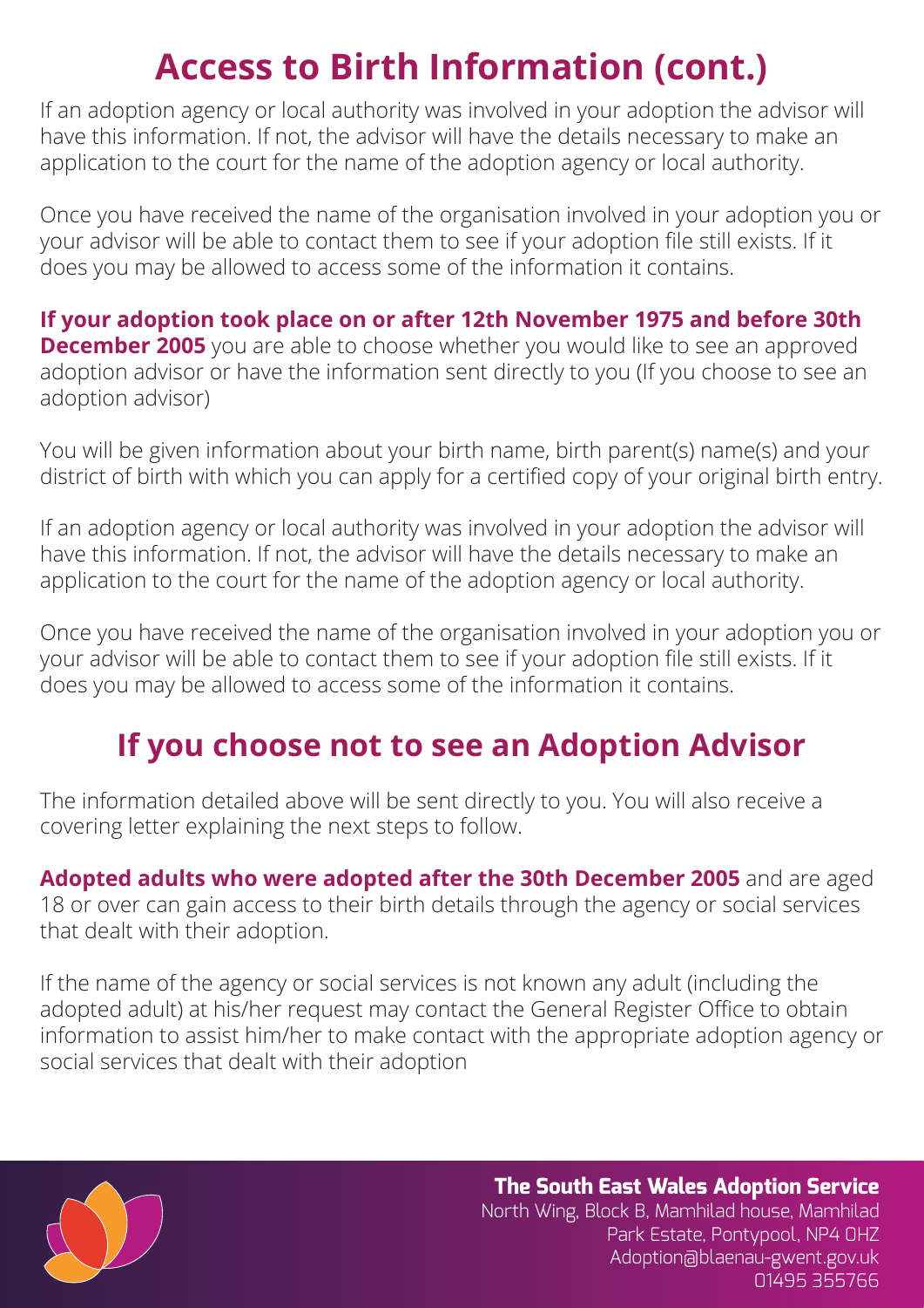# Access to Birth Information (cont.)

If an adoption agency or local authority was involved in your adoption the advisor will have this information. If not, the advisor will have the details necessary to make an application to the court for the name of the adoption agency or local authority.

Once you have received the name of the organisation involved in your adoption you or your advisor will be able to contact them to see if your adoption file still exists. If it does you may be allowed to access some of the information it contains.

**If your adoption took place on or after 12th November 1975 and before 30th December 2005** you are able to choose whether you would like to see an approved adoption advisor or have the information sent directly to you (If you choose to see an adoption advisor)

You will be given information about your birth name, birth parent(s) name(s) and your district of birth with which you can apply for a certified copy of your original birth entry.

If an adoption agency or local authority was involved in your adoption the advisor will have this information. If not, the advisor will have the details necessary to make an application to the court for the name of the adoption agency or local authority.

Once you have received the name of the organisation involved in your adoption you or your advisor will be able to contact them to see if your adoption file still exists. If it does you may be allowed to access some of the information it contains.

## If you choose not to see an Adoption Advisor

The information detailed above will be sent directly to you. You will also receive a covering letter explaining the next steps to follow.

**Adopted adults who were adopted after the 30th December 2005** and are aged 18 or over can gain access to their birth details through the agency or social services that dealt with their adoption.

If the name of the agency or social services is not known any adult (including the adopted adult) at his/her request may contact the General Register Office to obtain information to assist him/her to make contact with the appropriate adoption agency or social services that dealt with their adoption

**The South East Wales Adoption Service**
North Wing, Block B, Mamhilad house, Mamhilad
Park Estate, Pontypool, NP4 0HZ
Adoption@blaenau-gwent.gov.uk
01495 355766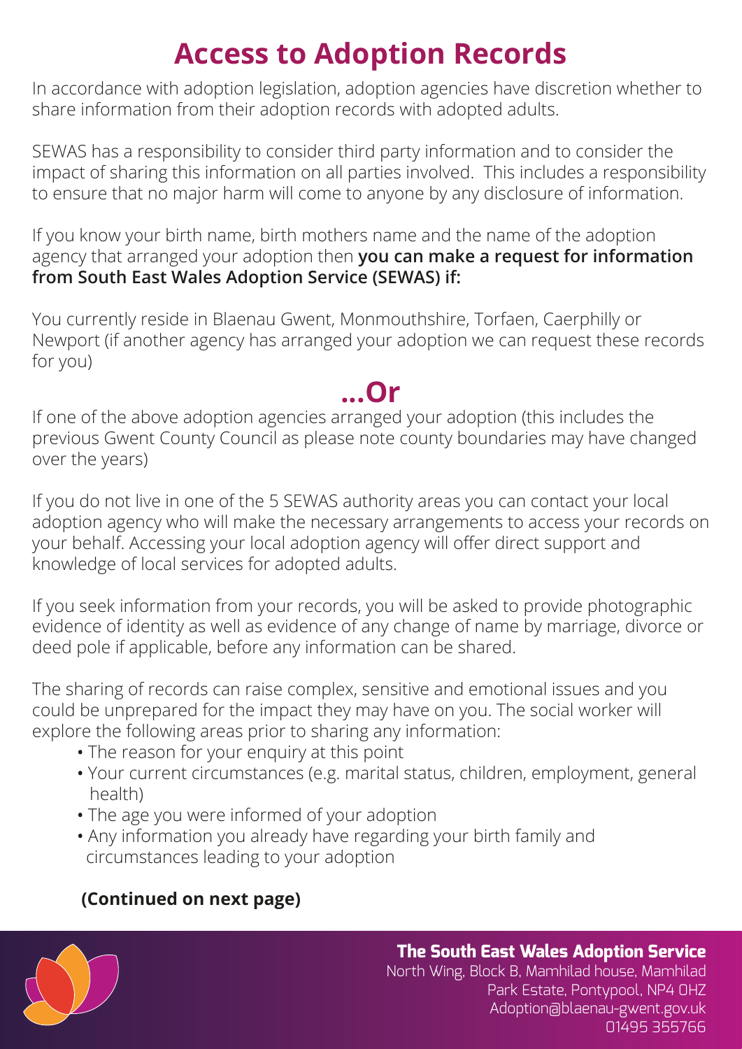# Access to Adoption Records

In accordance with adoption legislation, adoption agencies have discretion whether to share information from their adoption records with adopted adults.

SEWAS has a responsibility to consider third party information and to consider the impact of sharing this information on all parties involved. This includes a responsibility to ensure that no major harm will come to anyone by any disclosure of information.

If you know your birth name, birth mothers name and the name of the adoption agency that arranged your adoption then **you can make a request for information from South East Wales Adoption Service (SEWAS) if:**

You currently reside in Blaenau Gwent, Monmouthshire, Torfaen, Caerphilly or Newport (if another agency has arranged your adoption we can request these records for you)

## ...Or

If one of the above adoption agencies arranged your adoption (this includes the previous Gwent County Council as please note county boundaries may have changed over the years)

If you do not live in one of the 5 SEWAS authority areas you can contact your local adoption agency who will make the necessary arrangements to access your records on your behalf. Accessing your local adoption agency will offer direct support and knowledge of local services for adopted adults.

If you seek information from your records, you will be asked to provide photographic evidence of identity as well as evidence of any change of name by marriage, divorce or deed pole if applicable, before any information can be shared.

The sharing of records can raise complex, sensitive and emotional issues and you could be unprepared for the impact they may have on you. The social worker will explore the following areas prior to sharing any information:

- The reason for your enquiry at this point
- Your current circumstances (e.g. marital status, children, employment, general health)
- The age you were informed of your adoption
- Any information you already have regarding your birth family and circumstances leading to your adoption

**(Continued on next page)**

**The South East Wales Adoption Service**
North Wing, Block B, Mamhilad house, Mamhilad
Park Estate, Pontypool, NP4 0HZ
Adoption@blaenau-gwent.gov.uk
01495 355766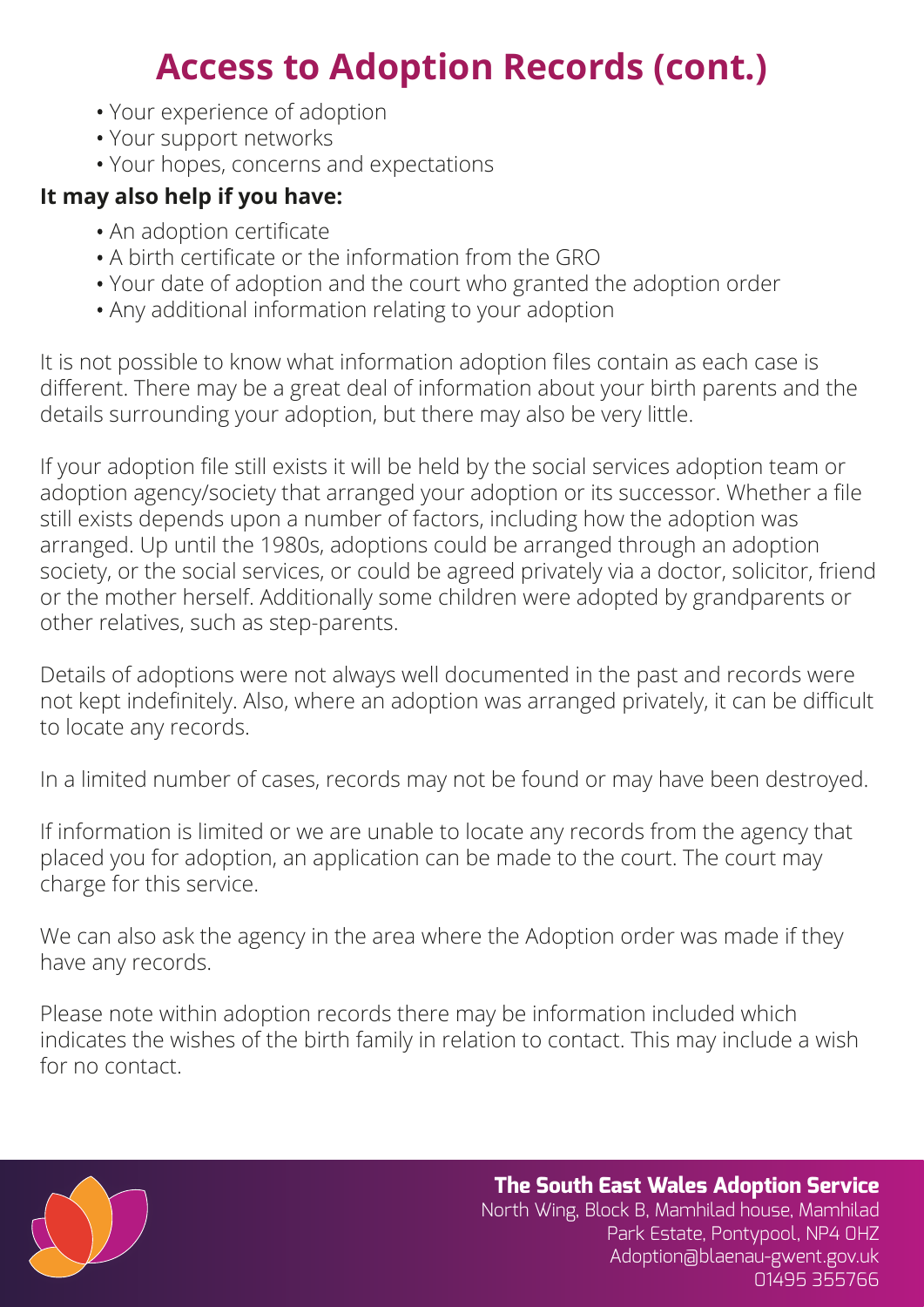# Access to Adoption Records (cont.)

- Your experience of adoption
- Your support networks
- Your hopes, concerns and expectations

**It may also help if you have:**

- An adoption certificate
- A birth certificate or the information from the GRO
- Your date of adoption and the court who granted the adoption order
- Any additional information relating to your adoption

It is not possible to know what information adoption files contain as each case is different. There may be a great deal of information about your birth parents and the details surrounding your adoption, but there may also be very little.

If your adoption file still exists it will be held by the social services adoption team or adoption agency/society that arranged your adoption or its successor. Whether a file still exists depends upon a number of factors, including how the adoption was arranged. Up until the 1980s, adoptions could be arranged through an adoption society, or the social services, or could be agreed privately via a doctor, solicitor, friend or the mother herself. Additionally some children were adopted by grandparents or other relatives, such as step-parents.

Details of adoptions were not always well documented in the past and records were not kept indefinitely. Also, where an adoption was arranged privately, it can be difficult to locate any records.

In a limited number of cases, records may not be found or may have been destroyed.

If information is limited or we are unable to locate any records from the agency that placed you for adoption, an application can be made to the court. The court may charge for this service.

We can also ask the agency in the area where the Adoption order was made if they have any records.

Please note within adoption records there may be information included which indicates the wishes of the birth family in relation to contact. This may include a wish for no contact.

**The South East Wales Adoption Service**
North Wing, Block B, Mamhilad house, Mamhilad Park Estate, Pontypool, NP4 0HZ
Adoption@blaenau-gwent.gov.uk
01495 355766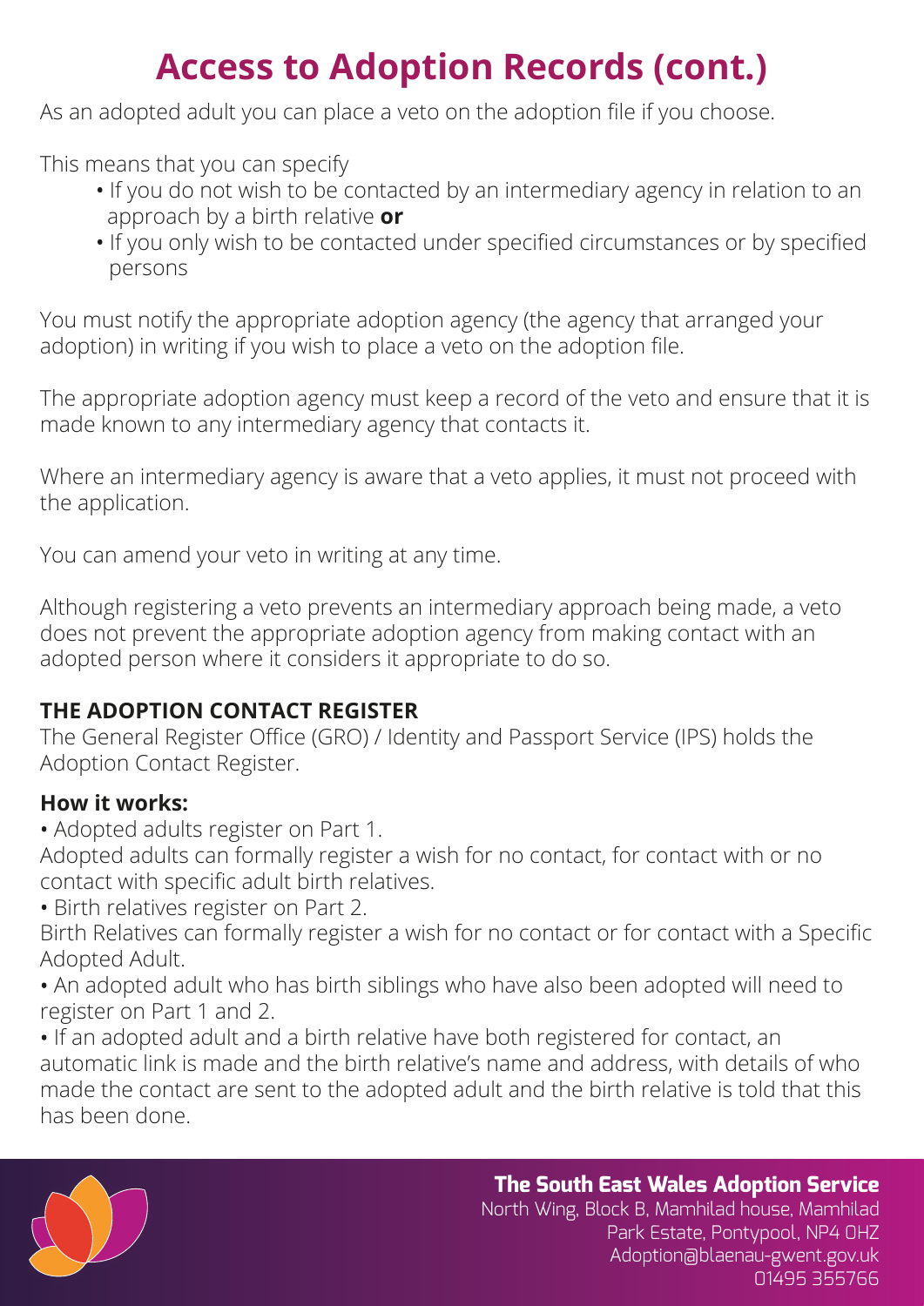# Access to Adoption Records (cont.)

As an adopted adult you can place a veto on the adoption file if you choose.

This means that you can specify

- If you do not wish to be contacted by an intermediary agency in relation to an approach by a birth relative **or**
- If you only wish to be contacted under specified circumstances or by specified persons

You must notify the appropriate adoption agency (the agency that arranged your adoption) in writing if you wish to place a veto on the adoption file.

The appropriate adoption agency must keep a record of the veto and ensure that it is made known to any intermediary agency that contacts it.

Where an intermediary agency is aware that a veto applies, it must not proceed with the application.

You can amend your veto in writing at any time.

Although registering a veto prevents an intermediary approach being made, a veto does not prevent the appropriate adoption agency from making contact with an adopted person where it considers it appropriate to do so.

**THE ADOPTION CONTACT REGISTER**

The General Register Office (GRO) / Identity and Passport Service (IPS) holds the Adoption Contact Register.

**How it works:**

- Adopted adults register on Part 1.

Adopted adults can formally register a wish for no contact, for contact with or no contact with specific adult birth relatives.

- Birth relatives register on Part 2.

Birth Relatives can formally register a wish for no contact or for contact with a Specific Adopted Adult.

- An adopted adult who has birth siblings who have also been adopted will need to register on Part 1 and 2.
- If an adopted adult and a birth relative have both registered for contact, an automatic link is made and the birth relative's name and address, with details of who made the contact are sent to the adopted adult and the birth relative is told that this has been done.

**The South East Wales Adoption Service**
North Wing, Block B, Mamhilad house, Mamhilad
Park Estate, Pontypool, NP4 0HZ
Adoption@blaenau-gwent.gov.uk
01495 355766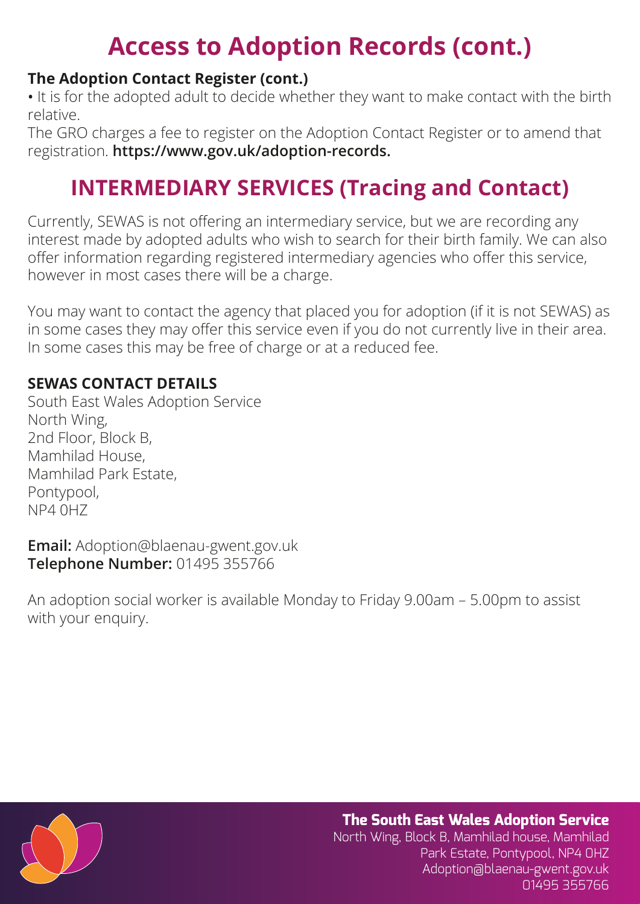# Access to Adoption Records (cont.)

**The Adoption Contact Register (cont.)**

• It is for the adopted adult to decide whether they want to make contact with the birth relative.

The GRO charges a fee to register on the Adoption Contact Register or to amend that registration. **https://www.gov.uk/adoption-records.**

## INTERMEDIARY SERVICES (Tracing and Contact)

Currently, SEWAS is not offering an intermediary service, but we are recording any interest made by adopted adults who wish to search for their birth family. We can also offer information regarding registered intermediary agencies who offer this service, however in most cases there will be a charge.

You may want to contact the agency that placed you for adoption (if it is not SEWAS) as in some cases they may offer this service even if you do not currently live in their area. In some cases this may be free of charge or at a reduced fee.

**SEWAS CONTACT DETAILS**

South East Wales Adoption Service
North Wing,
2nd Floor, Block B,
Mamhilad House,
Mamhilad Park Estate,
Pontypool,
NP4 0HZ

**Email:** Adoption@blaenau-gwent.gov.uk
**Telephone Number:** 01495 355766

An adoption social worker is available Monday to Friday 9.00am – 5.00pm to assist with your enquiry.